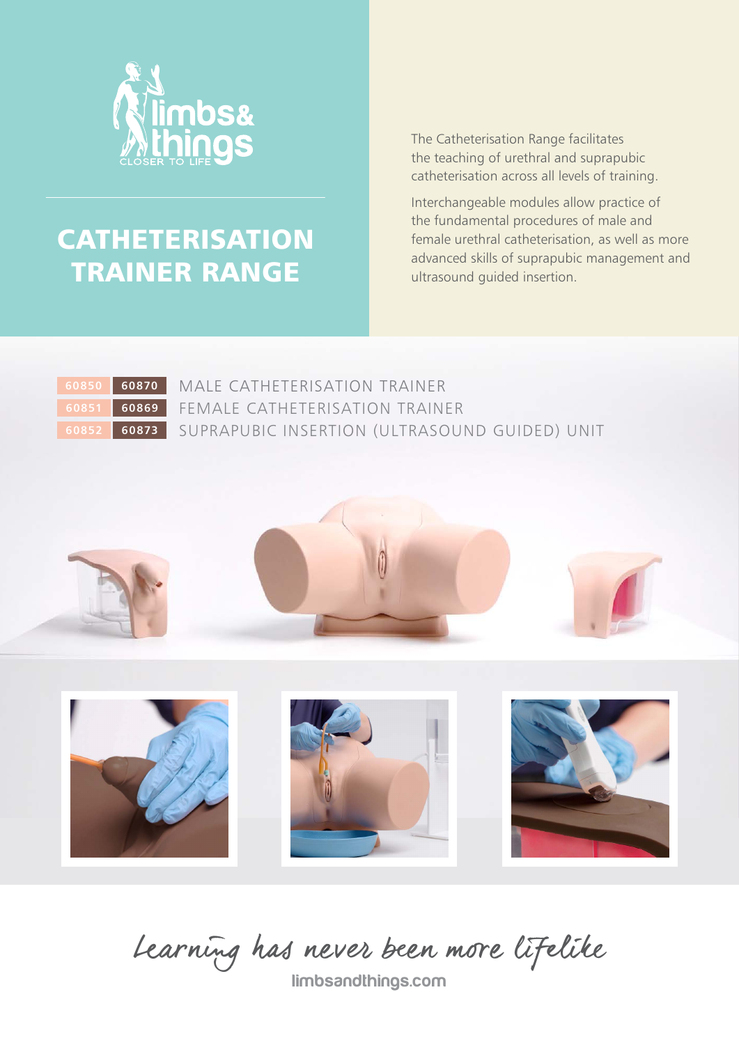limbs& things

CLOSER TO LIFE

# CATHETERISATION TRAINER RANGE

The Catheterisation Range facilitates the teaching of urethral and suprapubic catheterisation across all levels of training.

Interchangeable modules allow practice of the fundamental procedures of male and female urethral catheterisation, as well as more advanced skills of suprapubic management and ultrasound guided insertion.

| | | |
|---|---|---|
| 60850 | 60870 | MALE CATHETERISATION TRAINER |
| 60851 | 60869 | FEMALE CATHETERISATION TRAINER |
| 60852 | 60873 | SUPRAPUBIC INSERTION (ULTRASOUND GUIDED) UNIT |

*Learning has never been more lifelike*

limbsandthings.com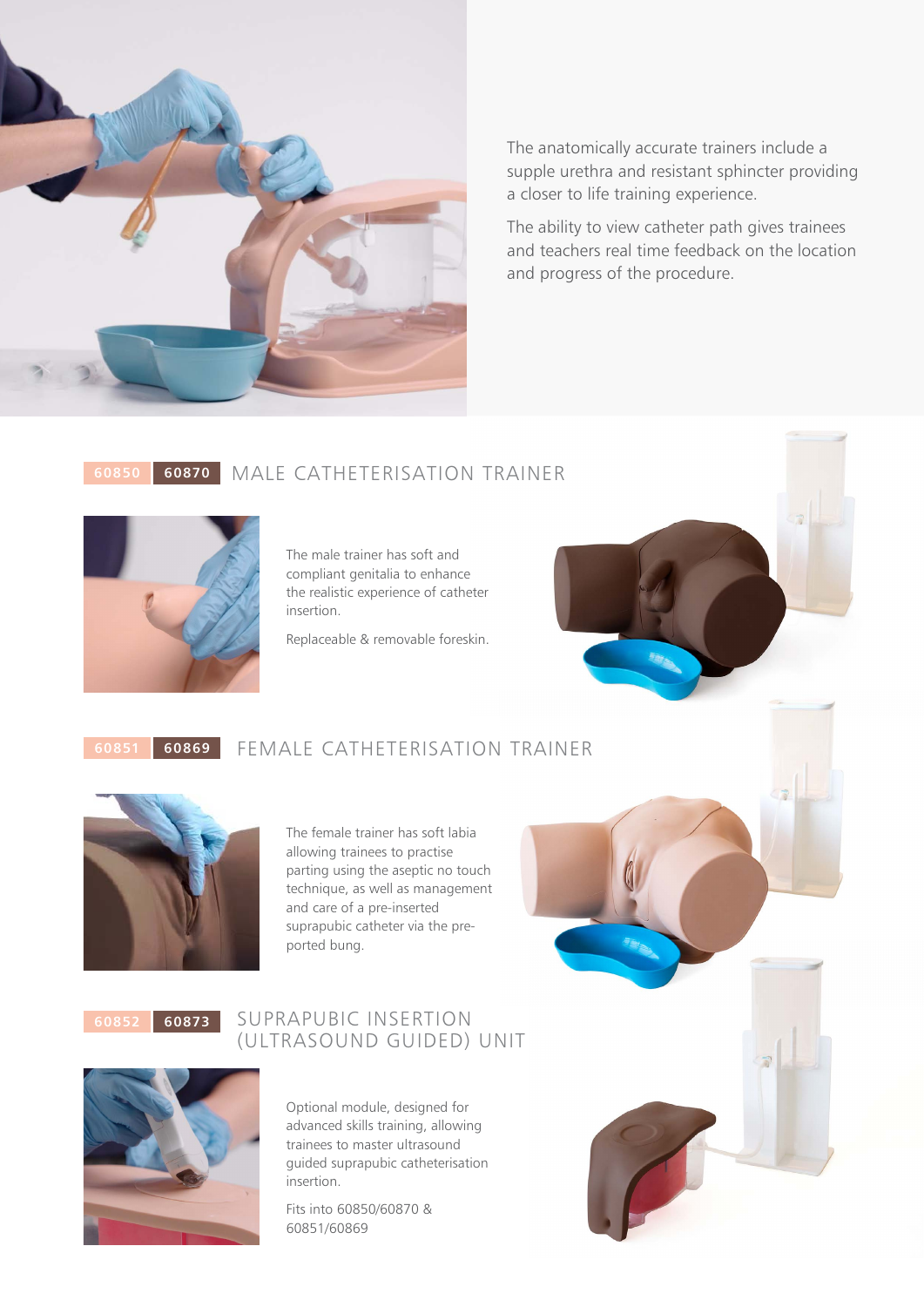The anatomically accurate trainers include a supple urethra and resistant sphincter providing a closer to life training experience.

The ability to view catheter path gives trainees and teachers real time feedback on the location and progress of the procedure.

## 60850 | 60870 MALE CATHETERISATION TRAINER

The male trainer has soft and compliant genitalia to enhance the realistic experience of catheter insertion.

Replaceable & removable foreskin.

## 60851 | 60869 FEMALE CATHETERISATION TRAINER

The female trainer has soft labia allowing trainees to practise parting using the aseptic no touch technique, as well as management and care of a pre-inserted suprapubic catheter via the pre-ported bung.

## 60852 | 60873 SUPRAPUBIC INSERTION (ULTRASOUND GUIDED) UNIT

Optional module, designed for advanced skills training, allowing trainees to master ultrasound guided suprapubic catheterisation insertion.

Fits into 60850/60870 & 60851/60869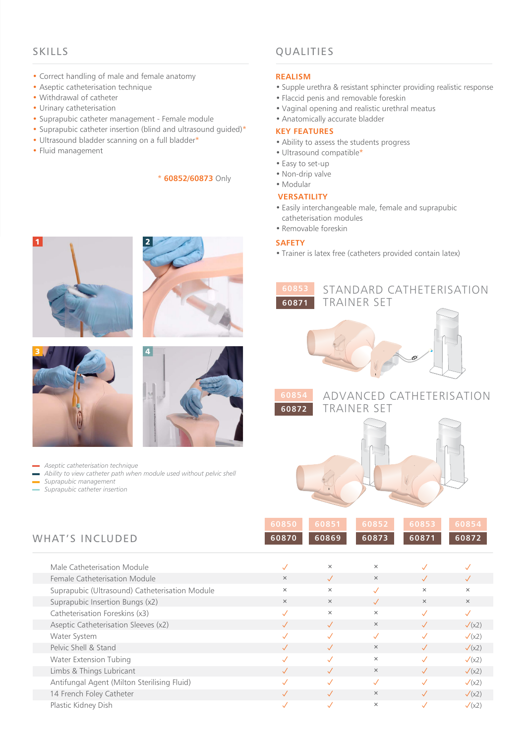## SKILLS

- Correct handling of male and female anatomy
- Aseptic catheterisation technique
- Withdrawal of catheter
- Urinary catheterisation
- Suprapubic catheter management - Female module
- Suprapubic catheter insertion (blind and ultrasound guided)*
- Ultrasound bladder scanning on a full bladder*
- Fluid management

\* **60852/60873** Only

1 — Aseptic catheterisation technique
2 — Ability to view catheter path when module used without pelvic shell
3 — Suprapubic management
4 — Suprapubic catheter insertion

## QUALITIES

**REALISM**

- Supple urethra & resistant sphincter providing realistic response
- Flaccid penis and removable foreskin
- Vaginal opening and realistic urethral meatus
- Anatomically accurate bladder

**KEY FEATURES**

- Ability to assess the students progress
- Ultrasound compatible*
- Easy to set-up
- Non-drip valve
- Modular

**VERSATILITY**

- Easily interchangeable male, female and suprapubic catheterisation modules
- Removable foreskin

**SAFETY**

- Trainer is latex free (catheters provided contain latex)

**60853 / 60871** STANDARD CATHETERISATION TRAINER SET

**60854 / 60872** ADVANCED CATHETERISATION TRAINER SET

## WHAT'S INCLUDED

| | 60850 / 60870 | 60851 / 60869 | 60852 / 60873 | 60853 / 60871 | 60854 / 60872 |
|---|---|---|---|---|---|
| Male Catheterisation Module | ✓ | × | × | ✓ | ✓ |
| Female Catheterisation Module | × | ✓ | × | ✓ | ✓ |
| Suprapubic (Ultrasound) Catheterisation Module | × | × | ✓ | × | × |
| Suprapubic Insertion Bungs (x2) | × | × | ✓ | × | × |
| Catheterisation Foreskins (x3) | ✓ | × | × | ✓ | ✓ |
| Aseptic Catheterisation Sleeves (x2) | ✓ | ✓ | × | ✓ | ✓(x2) |
| Water System | ✓ | ✓ | ✓ | ✓ | ✓(x2) |
| Pelvic Shell & Stand | ✓ | ✓ | × | ✓ | ✓(x2) |
| Water Extension Tubing | ✓ | ✓ | × | ✓ | ✓(x2) |
| Limbs & Things Lubricant | ✓ | ✓ | × | ✓ | ✓(x2) |
| Antifungal Agent (Milton Sterilising Fluid) | ✓ | ✓ | ✓ | ✓ | ✓(x2) |
| 14 French Foley Catheter | ✓ | ✓ | × | ✓ | ✓(x2) |
| Plastic Kidney Dish | ✓ | ✓ | × | ✓ | ✓(x2) |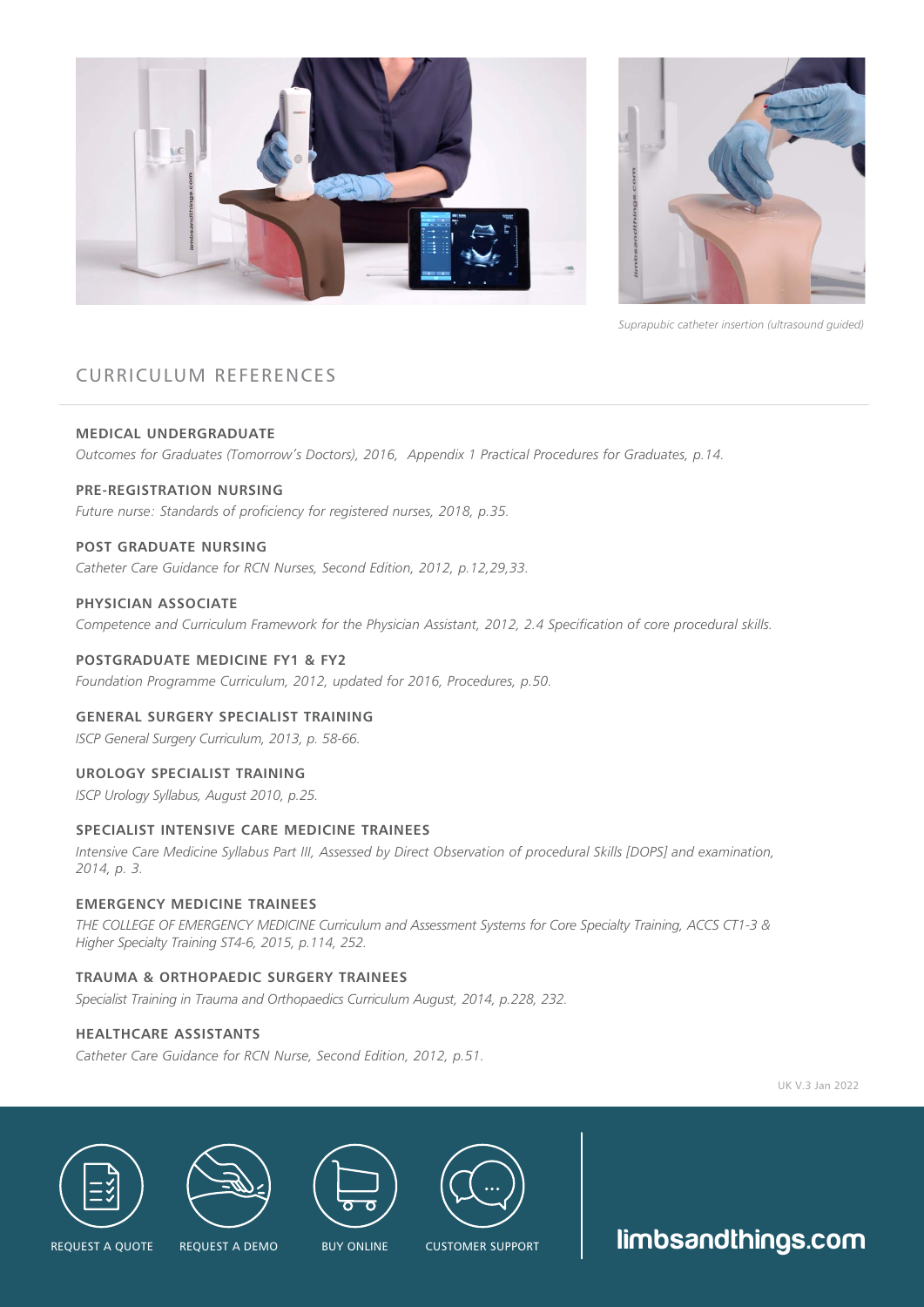*Suprapubic catheter insertion (ultrasound guided)*

## CURRICULUM REFERENCES

**MEDICAL UNDERGRADUATE**
*Outcomes for Graduates (Tomorrow's Doctors), 2016, Appendix 1 Practical Procedures for Graduates, p.14.*

**PRE-REGISTRATION NURSING**
*Future nurse: Standards of proficiency for registered nurses, 2018, p.35.*

**POST GRADUATE NURSING**
*Catheter Care Guidance for RCN Nurses, Second Edition, 2012, p.12,29,33.*

**PHYSICIAN ASSOCIATE**
*Competence and Curriculum Framework for the Physician Assistant, 2012, 2.4 Specification of core procedural skills.*

**POSTGRADUATE MEDICINE FY1 & FY2**
*Foundation Programme Curriculum, 2012, updated for 2016, Procedures, p.50.*

**GENERAL SURGERY SPECIALIST TRAINING**
*ISCP General Surgery Curriculum, 2013, p. 58-66.*

**UROLOGY SPECIALIST TRAINING**
*ISCP Urology Syllabus, August 2010, p.25.*

**SPECIALIST INTENSIVE CARE MEDICINE TRAINEES**
*Intensive Care Medicine Syllabus Part III, Assessed by Direct Observation of procedural Skills [DOPS] and examination, 2014, p. 3.*

**EMERGENCY MEDICINE TRAINEES**
*THE COLLEGE OF EMERGENCY MEDICINE Curriculum and Assessment Systems for Core Specialty Training, ACCS CT1-3 & Higher Specialty Training ST4-6, 2015, p.114, 252.*

**TRAUMA & ORTHOPAEDIC SURGERY TRAINEES**
*Specialist Training in Trauma and Orthopaedics Curriculum August, 2014, p.228, 232.*

**HEALTHCARE ASSISTANTS**
*Catheter Care Guidance for RCN Nurse, Second Edition, 2012, p.51.*

UK V.3 Jan 2022

REQUEST A QUOTE | REQUEST A DEMO | BUY ONLINE | CUSTOMER SUPPORT

limbsandthings.com